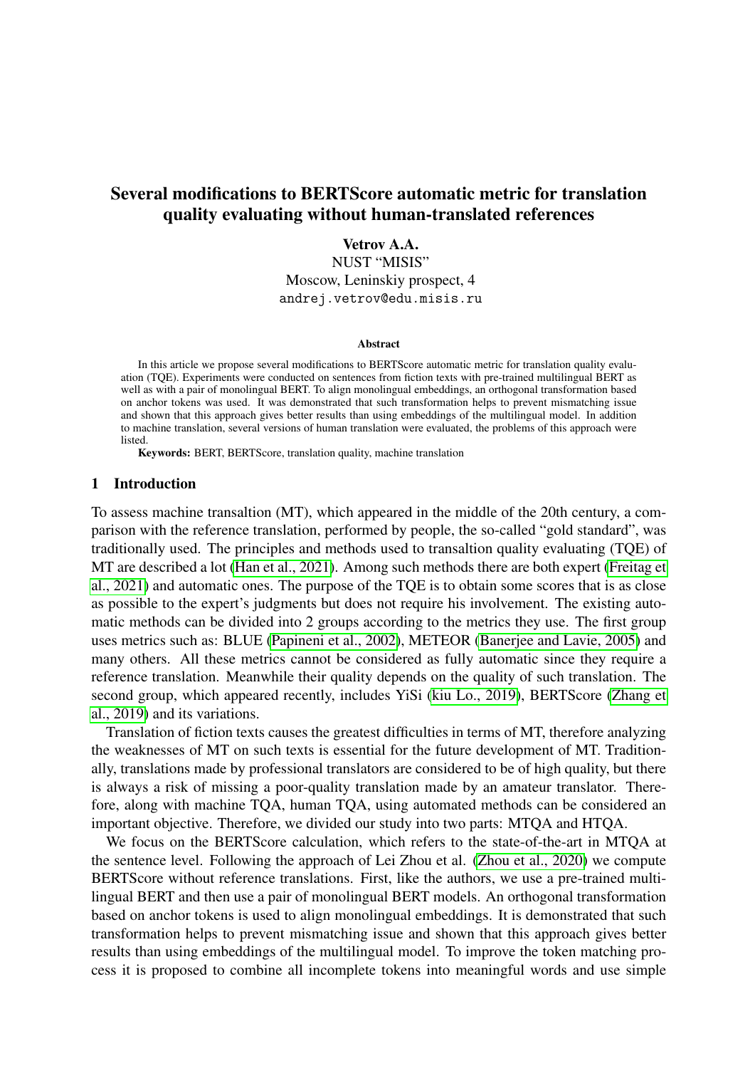# Several modifications to BERTScore automatic metric for translation quality evaluating without human-translated references

**Vetrov A.A.**
NUST "MISIS"
Moscow, Leninskiy prospect, 4
andrej.vetrov@edu.misis.ru

### Abstract

In this article we propose several modifications to BERTScore automatic metric for translation quality evaluation (TQE). Experiments were conducted on sentences from fiction texts with pre-trained multilingual BERT as well as with a pair of monolingual BERT. To align monolingual embeddings, an orthogonal transformation based on anchor tokens was used. It was demonstrated that such transformation helps to prevent mismatching issue and shown that this approach gives better results than using embeddings of the multilingual model. In addition to machine translation, several versions of human translation were evaluated, the problems of this approach were listed.

**Keywords:** BERT, BERTScore, translation quality, machine translation

## 1 Introduction

To assess machine transaltion (MT), which appeared in the middle of the 20th century, a comparison with the reference translation, performed by people, the so-called "gold standard", was traditionally used. The principles and methods used to transaltion quality evaluating (TQE) of MT are described a lot (Han et al., 2021). Among such methods there are both expert (Freitag et al., 2021) and automatic ones. The purpose of the TQE is to obtain some scores that is as close as possible to the expert's judgments but does not require his involvement. The existing automatic methods can be divided into 2 groups according to the metrics they use. The first group uses metrics such as: BLUE (Papineni et al., 2002), METEOR (Banerjee and Lavie, 2005) and many others. All these metrics cannot be considered as fully automatic since they require a reference translation. Meanwhile their quality depends on the quality of such translation. The second group, which appeared recently, includes YiSi (kiu Lo., 2019), BERTScore (Zhang et al., 2019) and its variations.

Translation of fiction texts causes the greatest difficulties in terms of MT, therefore analyzing the weaknesses of MT on such texts is essential for the future development of MT. Traditionally, translations made by professional translators are considered to be of high quality, but there is always a risk of missing a poor-quality translation made by an amateur translator. Therefore, along with machine TQA, human TQA, using automated methods can be considered an important objective. Therefore, we divided our study into two parts: MTQA and HTQA.

We focus on the BERTScore calculation, which refers to the state-of-the-art in MTQA at the sentence level. Following the approach of Lei Zhou et al. (Zhou et al., 2020) we compute BERTScore without reference translations. First, like the authors, we use a pre-trained multilingual BERT and then use a pair of monolingual BERT models. An orthogonal transformation based on anchor tokens is used to align monolingual embeddings. It is demonstrated that such transformation helps to prevent mismatching issue and shown that this approach gives better results than using embeddings of the multilingual model. To improve the token matching process it is proposed to combine all incomplete tokens into meaningful words and use simple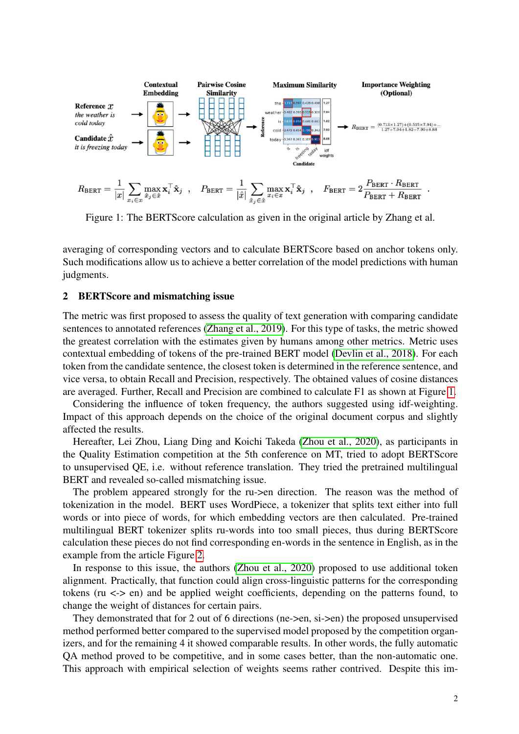$$R_{\text{BERT}} = \frac{1}{|x|} \sum_{x_i \in x} \max_{\hat{x}_j \in \hat{x}} \mathbf{x}_i^\top \hat{\mathbf{x}}_j \ , \quad P_{\text{BERT}} = \frac{1}{|\hat{x}|} \sum_{\hat{x}_j \in \hat{x}} \max_{x_i \in x} \mathbf{x}_i^\top \hat{\mathbf{x}}_j \ , \quad F_{\text{BERT}} = 2\frac{P_{\text{BERT}} \cdot R_{\text{BERT}}}{P_{\text{BERT}} + R_{\text{BERT}}} \ .$$

Figure 1: The BERTScore calculation as given in the original article by Zhang et al.

averaging of corresponding vectors and to calculate BERTScore based on anchor tokens only. Such modifications allow us to achieve a better correlation of the model predictions with human judgments.

## 2 BERTScore and mismatching issue

The metric was first proposed to assess the quality of text generation with comparing candidate sentences to annotated references (Zhang et al., 2019). For this type of tasks, the metric showed the greatest correlation with the estimates given by humans among other metrics. Metric uses contextual embedding of tokens of the pre-trained BERT model (Devlin et al., 2018). For each token from the candidate sentence, the closest token is determined in the reference sentence, and vice versa, to obtain Recall and Precision, respectively. The obtained values of cosine distances are averaged. Further, Recall and Precision are combined to calculate F1 as shown at Figure 1.

Considering the influence of token frequency, the authors suggested using idf-weighting. Impact of this approach depends on the choice of the original document corpus and slightly affected the results.

Hereafter, Lei Zhou, Liang Ding and Koichi Takeda (Zhou et al., 2020), as participants in the Quality Estimation competition at the 5th conference on MT, tried to adopt BERTScore to unsupervised QE, i.e. without reference translation. They tried the pretrained multilingual BERT and revealed so-called mismatching issue.

The problem appeared strongly for the ru->en direction. The reason was the method of tokenization in the model. BERT uses WordPiece, a tokenizer that splits text either into full words or into piece of words, for which embedding vectors are then calculated. Pre-trained multilingual BERT tokenizer splits ru-words into too small pieces, thus during BERTScore calculation these pieces do not find corresponding en-words in the sentence in English, as in the example from the article Figure 2.

In response to this issue, the authors (Zhou et al., 2020) proposed to use additional token alignment. Practically, that function could align cross-linguistic patterns for the corresponding tokens (ru <-> en) and be applied weight coefficients, depending on the patterns found, to change the weight of distances for certain pairs.

They demonstrated that for 2 out of 6 directions (ne->en, si->en) the proposed unsupervised method performed better compared to the supervised model proposed by the competition organizers, and for the remaining 4 it showed comparable results. In other words, the fully automatic QA method proved to be competitive, and in some cases better, than the non-automatic one. This approach with empirical selection of weights seems rather contrived. Despite this im-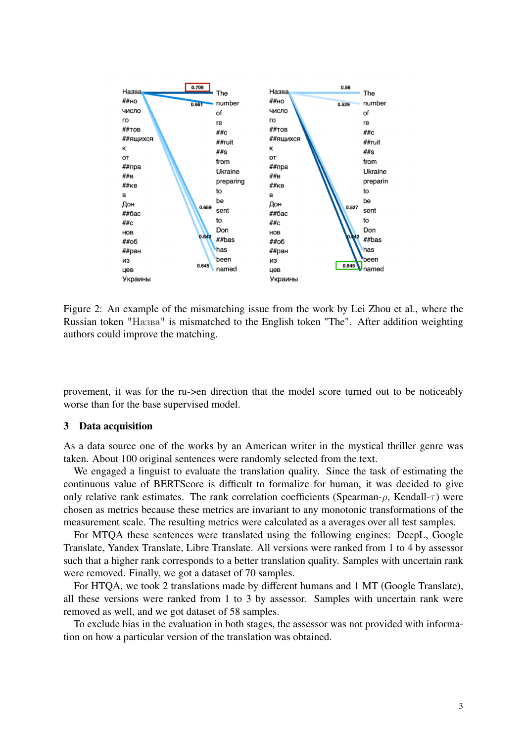Figure 2: An example of the mismatching issue from the work by Lei Zhou et al., where the Russian token "Назва" is mismatched to the English token "The". After addition weighting authors could improve the matching.

provement, it was for the ru->en direction that the model score turned out to be noticeably worse than for the base supervised model.

## 3 Data acquisition

As a data source one of the works by an American writer in the mystical thriller genre was taken. About 100 original sentences were randomly selected from the text.

We engaged a linguist to evaluate the translation quality. Since the task of estimating the continuous value of BERTScore is difficult to formalize for human, it was decided to give only relative rank estimates. The rank correlation coefficients (Spearman-$\rho$, Kendall-$\tau$) were chosen as metrics because these metrics are invariant to any monotonic transformations of the measurement scale. The resulting metrics were calculated as a averages over all test samples.

For MTQA these sentences were translated using the following engines: DeepL, Google Translate, Yandex Translate, Libre Translate. All versions were ranked from 1 to 4 by assessor such that a higher rank corresponds to a better translation quality. Samples with uncertain rank were removed. Finally, we got a dataset of 70 samples.

For HTQA, we took 2 translations made by different humans and 1 MT (Google Translate), all these versions were ranked from 1 to 3 by assessor. Samples with uncertain rank were removed as well, and we got dataset of 58 samples.

To exclude bias in the evaluation in both stages, the assessor was not provided with information on how a particular version of the translation was obtained.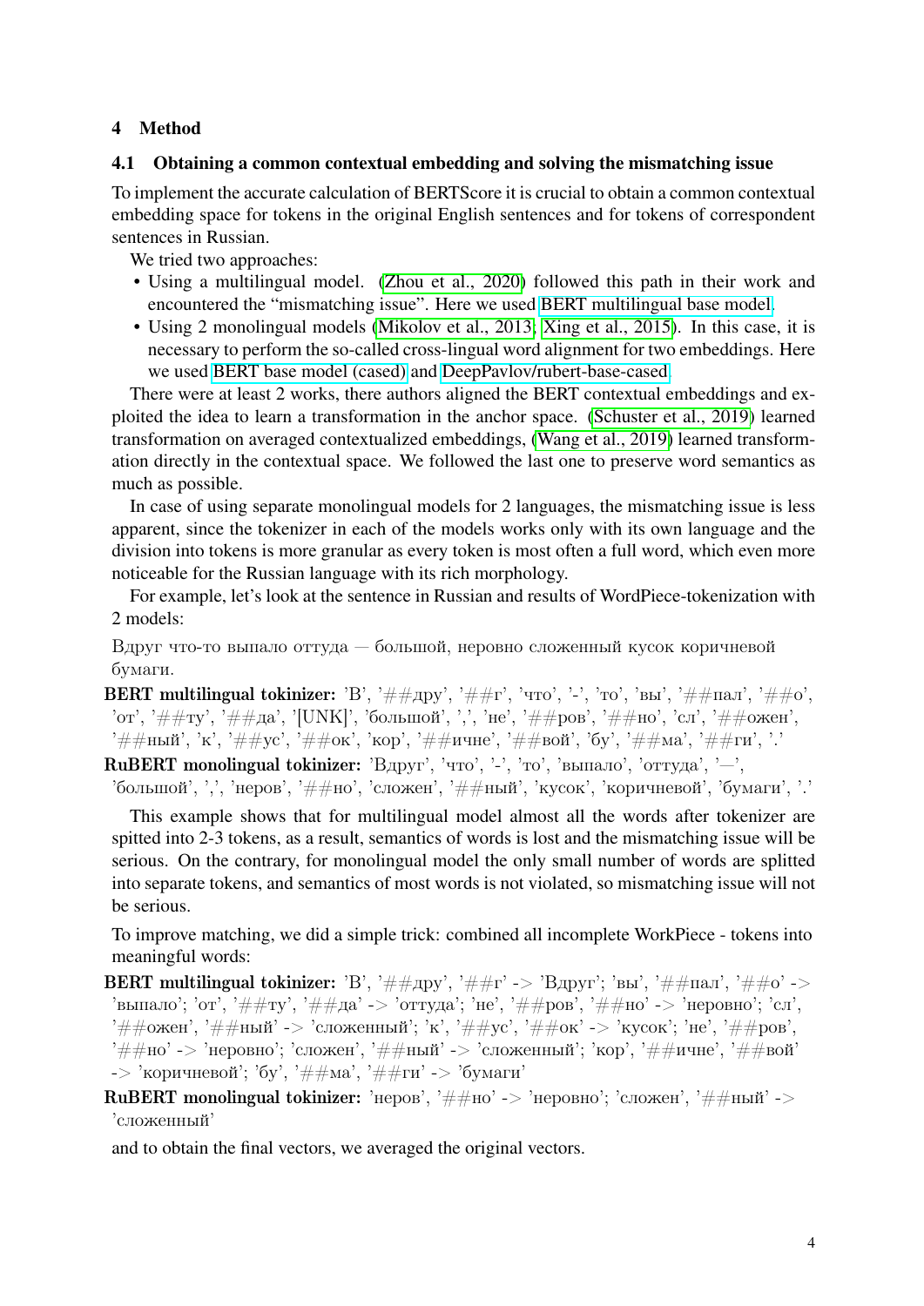## 4 Method

### 4.1 Obtaining a common contextual embedding and solving the mismatching issue

To implement the accurate calculation of BERTScore it is crucial to obtain a common contextual embedding space for tokens in the original English sentences and for tokens of correspondent sentences in Russian.

We tried two approaches:

- Using a multilingual model. (Zhou et al., 2020) followed this path in their work and encountered the "mismatching issue". Here we used BERT multilingual base model.
- Using 2 monolingual models (Mikolov et al., 2013; Xing et al., 2015). In this case, it is necessary to perform the so-called cross-lingual word alignment for two embeddings. Here we used BERT base model (cased) and DeepPavlov/rubert-base-cased.

There were at least 2 works, there authors aligned the BERT contextual embeddings and exploited the idea to learn a transformation in the anchor space. (Schuster et al., 2019) learned transformation on averaged contextualized embeddings, (Wang et al., 2019) learned transformation directly in the contextual space. We followed the last one to preserve word semantics as much as possible.

In case of using separate monolingual models for 2 languages, the mismatching issue is less apparent, since the tokenizer in each of the models works only with its own language and the division into tokens is more granular as every token is most often a full word, which even more noticeable for the Russian language with its rich morphology.

For example, let's look at the sentence in Russian and results of WordPiece-tokenization with 2 models:

Вдруг что-то выпало оттуда — большой, неровно сложенный кусок коричневой бумаги.

**BERT multilingual tokinizer:** 'В', '##дру', '##г', 'что', '-', 'то', 'вы', '##пал', '##о', 'от', '##ту', '##да', '[UNK]', 'большой', ',', 'не', '##ров', '##но', 'сл', '##ожен', '##ный', 'к', '##ус', '##ок', 'кор', '##ичне', '##вой', 'бу', '##ма', '##ги', '.'

**RuBERT monolingual tokinizer:** 'Вдруг', 'что', '-', 'то', 'выпало', 'оттуда', '—', 'большой', ',', 'неров', '##но', 'сложен', '##ный', 'кусок', 'коричневой', 'бумаги', '.'

This example shows that for multilingual model almost all the words after tokenizer are spitted into 2-3 tokens, as a result, semantics of words is lost and the mismatching issue will be serious. On the contrary, for monolingual model the only small number of words are splitted into separate tokens, and semantics of most words is not violated, so mismatching issue will not be serious.

To improve matching, we did a simple trick: combined all incomplete WorkPiece - tokens into meaningful words:

**BERT multilingual tokinizer:** 'В', '##дру', '##г' -> 'Вдруг'; 'вы', '##пал', '##о' -> 'выпало'; 'от', '##ту', '##да' -> 'оттуда'; 'не', '##ров', '##но' -> 'неровно'; 'сл', '##ожен', '##ный' -> 'сложенный'; 'к', '##ус', '##ок' -> 'кусок'; 'не', '##ров', '##но' -> 'неровно'; 'сложен', '##ный' -> 'сложенный'; 'кор', '##ичне', '##вой' -> 'коричневой'; 'бу', '##ма', '##ги' -> 'бумаги'

**RuBERT monolingual tokinizer:** 'неров', '##но' -> 'неровно'; 'сложен', '##ный' -> 'сложенный'

and to obtain the final vectors, we averaged the original vectors.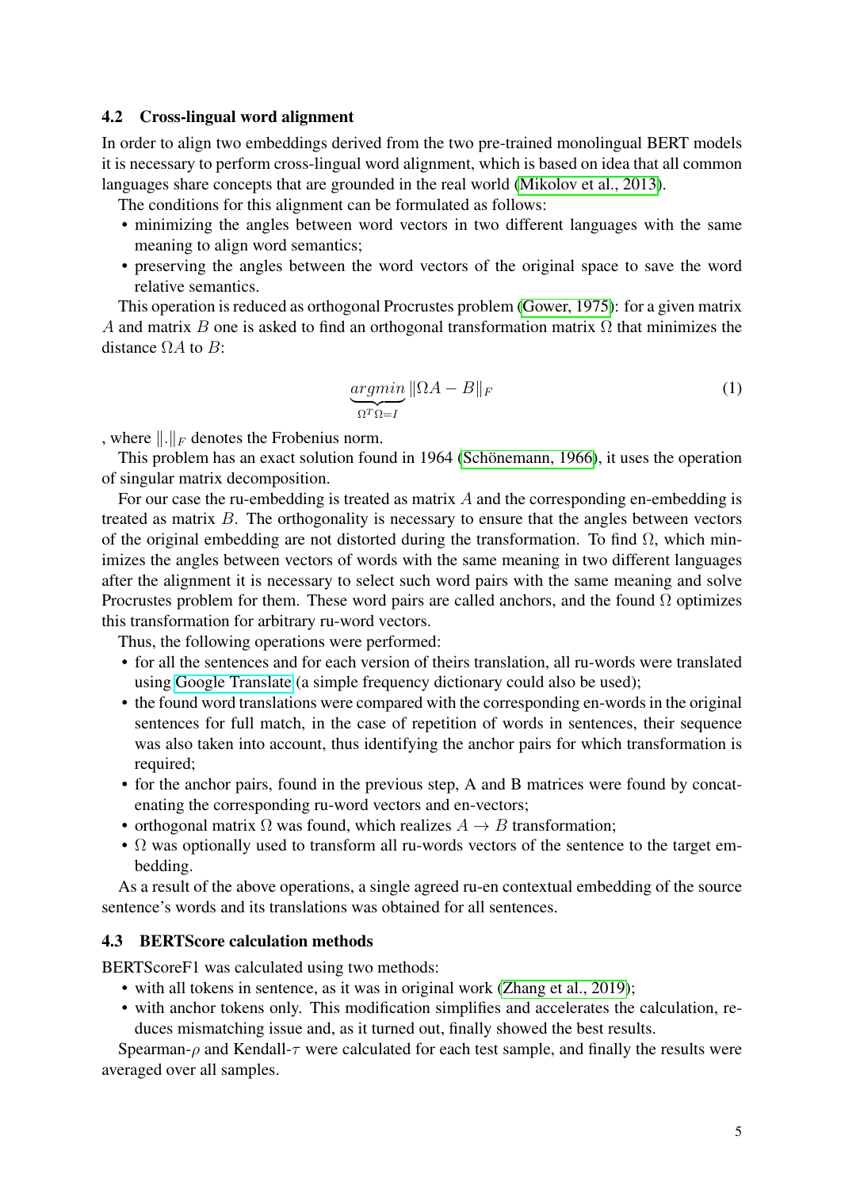### 4.2 Cross-lingual word alignment

In order to align two embeddings derived from the two pre-trained monolingual BERT models it is necessary to perform cross-lingual word alignment, which is based on idea that all common languages share concepts that are grounded in the real world (Mikolov et al., 2013).

The conditions for this alignment can be formulated as follows:

- minimizing the angles between word vectors in two different languages with the same meaning to align word semantics;
- preserving the angles between the word vectors of the original space to save the word relative semantics.

This operation is reduced as orthogonal Procrustes problem (Gower, 1975): for a given matrix $A$ and matrix $B$ one is asked to find an orthogonal transformation matrix $\Omega$ that minimizes the distance $\Omega A$ to $B$:

$$\underbrace{argmin}_{\Omega^T\Omega=I} \|\Omega A - B\|_F \tag{1}$$

, where $\|.\|_F$ denotes the Frobenius norm.

This problem has an exact solution found in 1964 (Schönemann, 1966), it uses the operation of singular matrix decomposition.

For our case the ru-embedding is treated as matrix $A$ and the corresponding en-embedding is treated as matrix $B$. The orthogonality is necessary to ensure that the angles between vectors of the original embedding are not distorted during the transformation. To find $\Omega$, which minimizes the angles between vectors of words with the same meaning in two different languages after the alignment it is necessary to select such word pairs with the same meaning and solve Procrustes problem for them. These word pairs are called anchors, and the found $\Omega$ optimizes this transformation for arbitrary ru-word vectors.

Thus, the following operations were performed:

- for all the sentences and for each version of theirs translation, all ru-words were translated using Google Translate (a simple frequency dictionary could also be used);
- the found word translations were compared with the corresponding en-words in the original sentences for full match, in the case of repetition of words in sentences, their sequence was also taken into account, thus identifying the anchor pairs for which transformation is required;
- for the anchor pairs, found in the previous step, A and B matrices were found by concatenating the corresponding ru-word vectors and en-vectors;
- orthogonal matrix $\Omega$ was found, which realizes $A \to B$ transformation;
- $\Omega$ was optionally used to transform all ru-words vectors of the sentence to the target embedding.

As a result of the above operations, a single agreed ru-en contextual embedding of the source sentence's words and its translations was obtained for all sentences.

### 4.3 BERTScore calculation methods

BERTScoreF1 was calculated using two methods:

- with all tokens in sentence, as it was in original work (Zhang et al., 2019);
- with anchor tokens only. This modification simplifies and accelerates the calculation, reduces mismatching issue and, as it turned out, finally showed the best results.

Spearman-$\rho$ and Kendall-$\tau$ were calculated for each test sample, and finally the results were averaged over all samples.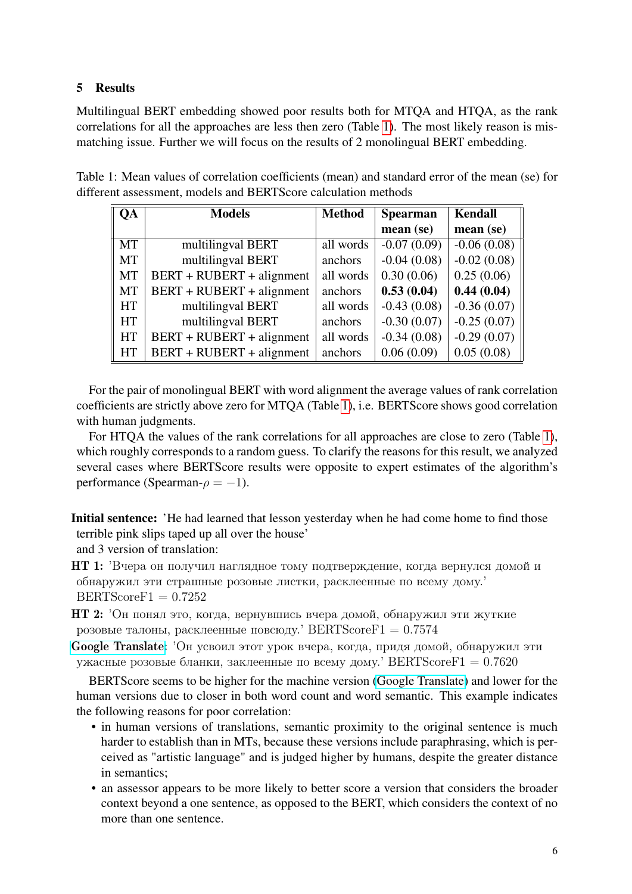## 5 Results

Multilingual BERT embedding showed poor results both for MTQA and HTQA, as the rank correlations for all the approaches are less then zero (Table 1). The most likely reason is mismatching issue. Further we will focus on the results of 2 monolingual BERT embedding.

Table 1: Mean values of correlation coefficients (mean) and standard error of the mean (se) for different assessment, models and BERTScore calculation methods

| QA | Models | Method | Spearman mean (se) | Kendall mean (se) |
|---|---|---|---|---|
| MT | multilingval BERT | all words | -0.07 (0.09) | -0.06 (0.08) |
| MT | multilingval BERT | anchors | -0.04 (0.08) | -0.02 (0.08) |
| MT | BERT + RUBERT + alignment | all words | 0.30 (0.06) | 0.25 (0.06) |
| MT | BERT + RUBERT + alignment | anchors | **0.53 (0.04)** | **0.44 (0.04)** |
| HT | multilingval BERT | all words | -0.43 (0.08) | -0.36 (0.07) |
| HT | multilingval BERT | anchors | -0.30 (0.07) | -0.25 (0.07) |
| HT | BERT + RUBERT + alignment | all words | -0.34 (0.08) | -0.29 (0.07) |
| HT | BERT + RUBERT + alignment | anchors | 0.06 (0.09) | 0.05 (0.08) |

For the pair of monolingual BERT with word alignment the average values of rank correlation coefficients are strictly above zero for MTQA (Table 1), i.e. BERTScore shows good correlation with human judgments.

For HTQA the values of the rank correlations for all approaches are close to zero (Table 1), which roughly corresponds to a random guess. To clarify the reasons for this result, we analyzed several cases where BERTScore results were opposite to expert estimates of the algorithm's performance (Spearman-$\rho = -1$).

**Initial sentence:** 'He had learned that lesson yesterday when he had come home to find those terrible pink slips taped up all over the house'
and 3 version of translation:

**HT 1:** 'Вчера он получил наглядное тому подтверждение, когда вернулся домой и обнаружил эти страшные розовые листки, расклеенные по всему дому.' BERTScoreF1 $= 0.7252$

**HT 2:** 'Он понял это, когда, вернувшись вчера домой, обнаружил эти жуткие розовые талоны, расклеенные повсюду.' BERTScoreF1 $= 0.7574$

**Google Translate:** 'Он усвоил этот урок вчера, когда, придя домой, обнаружил эти ужасные розовые бланки, заклеенные по всему дому.' BERTScoreF1 $= 0.7620$

BERTScore seems to be higher for the machine version (Google Translate) and lower for the human versions due to closer in both word count and word semantic. This example indicates the following reasons for poor correlation:

- in human versions of translations, semantic proximity to the original sentence is much harder to establish than in MTs, because these versions include paraphrasing, which is perceived as "artistic language" and is judged higher by humans, despite the greater distance in semantics;
- an assessor appears to be more likely to better score a version that considers the broader context beyond a one sentence, as opposed to the BERT, which considers the context of no more than one sentence.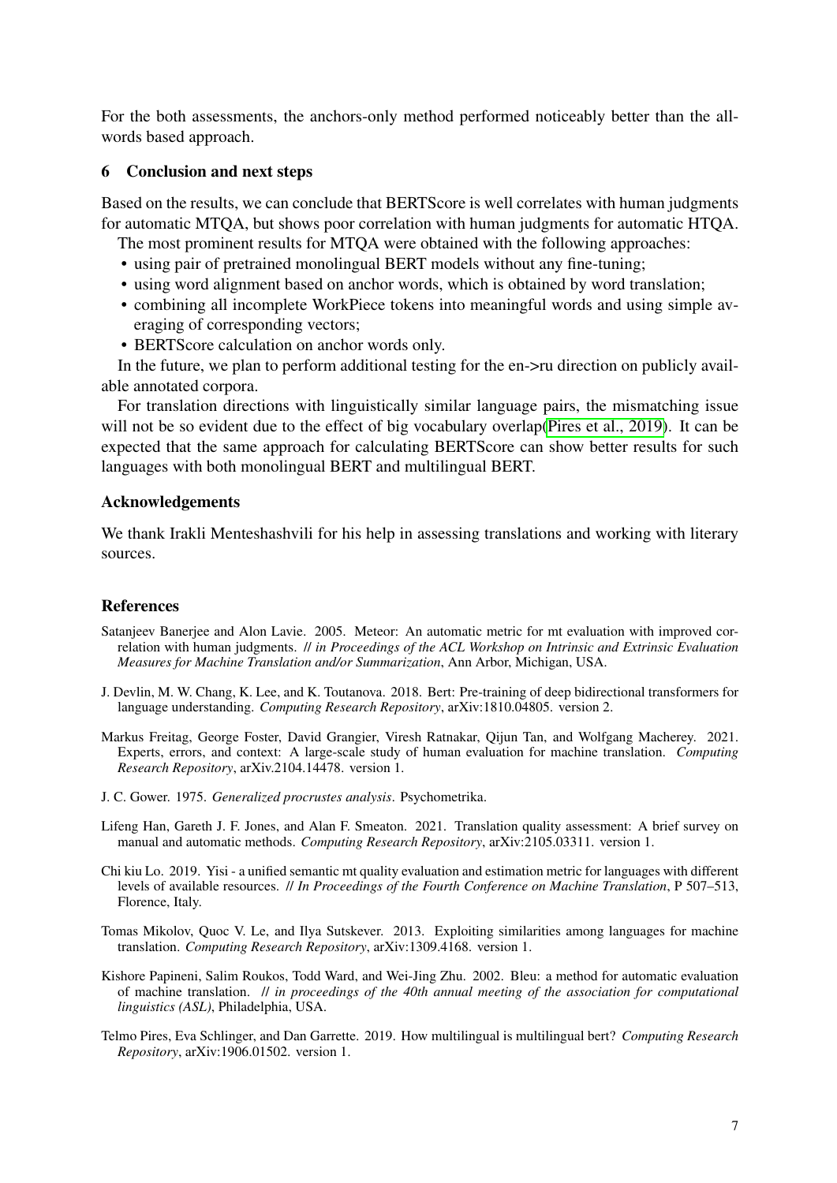For the both assessments, the anchors-only method performed noticeably better than the all-words based approach.

## 6 Conclusion and next steps

Based on the results, we can conclude that BERTScore is well correlates with human judgments for automatic MTQA, but shows poor correlation with human judgments for automatic HTQA.

The most prominent results for MTQA were obtained with the following approaches:

- using pair of pretrained monolingual BERT models without any fine-tuning;
- using word alignment based on anchor words, which is obtained by word translation;
- combining all incomplete WorkPiece tokens into meaningful words and using simple averaging of corresponding vectors;
- BERTScore calculation on anchor words only.

In the future, we plan to perform additional testing for the en->ru direction on publicly available annotated corpora.

For translation directions with linguistically similar language pairs, the mismatching issue will not be so evident due to the effect of big vocabulary overlap(Pires et al., 2019). It can be expected that the same approach for calculating BERTScore can show better results for such languages with both monolingual BERT and multilingual BERT.

## Acknowledgements

We thank Irakli Menteshashvili for his help in assessing translations and working with literary sources.

## References

Satanjeev Banerjee and Alon Lavie. 2005. Meteor: An automatic metric for mt evaluation with improved correlation with human judgments. // *in Proceedings of the ACL Workshop on Intrinsic and Extrinsic Evaluation Measures for Machine Translation and/or Summarization*, Ann Arbor, Michigan, USA.

J. Devlin, M. W. Chang, K. Lee, and K. Toutanova. 2018. Bert: Pre-training of deep bidirectional transformers for language understanding. *Computing Research Repository*, arXiv:1810.04805. version 2.

Markus Freitag, George Foster, David Grangier, Viresh Ratnakar, Qijun Tan, and Wolfgang Macherey. 2021. Experts, errors, and context: A large-scale study of human evaluation for machine translation. *Computing Research Repository*, arXiv.2104.14478. version 1.

J. C. Gower. 1975. *Generalized procrustes analysis*. Psychometrika.

Lifeng Han, Gareth J. F. Jones, and Alan F. Smeaton. 2021. Translation quality assessment: A brief survey on manual and automatic methods. *Computing Research Repository*, arXiv:2105.03311. version 1.

Chi kiu Lo. 2019. Yisi - a unified semantic mt quality evaluation and estimation metric for languages with different levels of available resources. // *In Proceedings of the Fourth Conference on Machine Translation*, P 507–513, Florence, Italy.

Tomas Mikolov, Quoc V. Le, and Ilya Sutskever. 2013. Exploiting similarities among languages for machine translation. *Computing Research Repository*, arXiv:1309.4168. version 1.

Kishore Papineni, Salim Roukos, Todd Ward, and Wei-Jing Zhu. 2002. Bleu: a method for automatic evaluation of machine translation. // *in proceedings of the 40th annual meeting of the association for computational linguistics (ASL)*, Philadelphia, USA.

Telmo Pires, Eva Schlinger, and Dan Garrette. 2019. How multilingual is multilingual bert? *Computing Research Repository*, arXiv:1906.01502. version 1.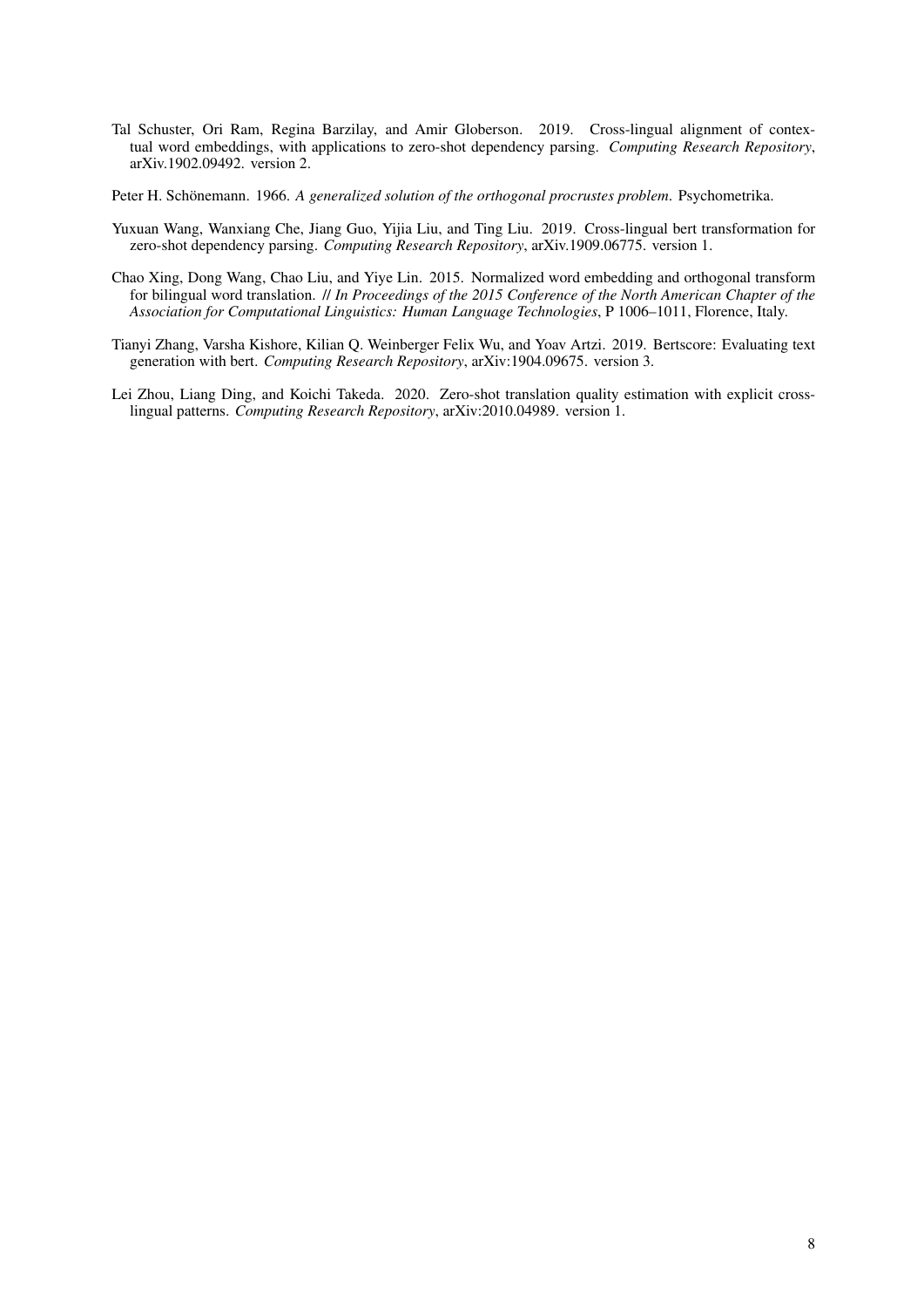Tal Schuster, Ori Ram, Regina Barzilay, and Amir Globerson. 2019. Cross-lingual alignment of contextual word embeddings, with applications to zero-shot dependency parsing. *Computing Research Repository*, arXiv.1902.09492. version 2.

Peter H. Schönemann. 1966. *A generalized solution of the orthogonal procrustes problem*. Psychometrika.

Yuxuan Wang, Wanxiang Che, Jiang Guo, Yijia Liu, and Ting Liu. 2019. Cross-lingual bert transformation for zero-shot dependency parsing. *Computing Research Repository*, arXiv.1909.06775. version 1.

Chao Xing, Dong Wang, Chao Liu, and Yiye Lin. 2015. Normalized word embedding and orthogonal transform for bilingual word translation. // *In Proceedings of the 2015 Conference of the North American Chapter of the Association for Computational Linguistics: Human Language Technologies*, P 1006–1011, Florence, Italy.

Tianyi Zhang, Varsha Kishore, Kilian Q. Weinberger Felix Wu, and Yoav Artzi. 2019. Bertscore: Evaluating text generation with bert. *Computing Research Repository*, arXiv:1904.09675. version 3.

Lei Zhou, Liang Ding, and Koichi Takeda. 2020. Zero-shot translation quality estimation with explicit cross-lingual patterns. *Computing Research Repository*, arXiv:2010.04989. version 1.